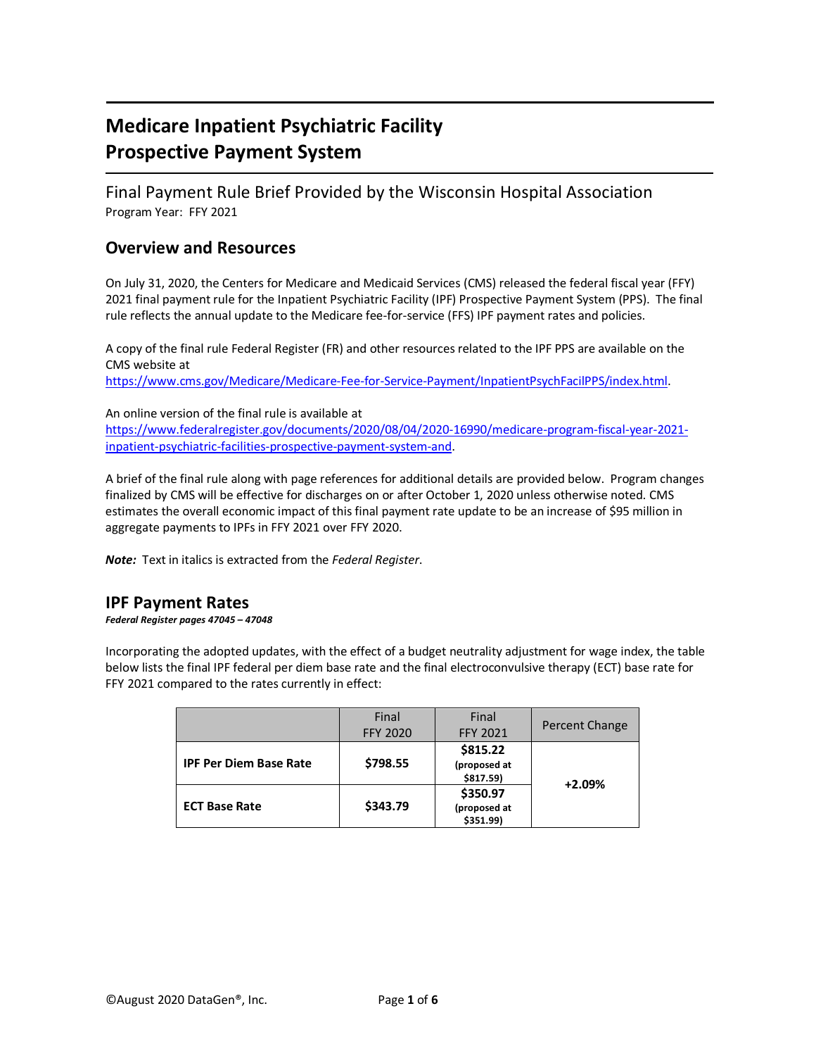# Medicare Inpatient Psychiatric Facility Prospective Payment System

## Final Payment Rule Brief Provided by the Wisconsin Hospital Association

Program Year: FFY 2021

## Overview and Resources

On July 31, 2020, the Centers for Medicare and Medicaid Services (CMS) released the federal fiscal year (FFY) 2021 final payment rule for the Inpatient Psychiatric Facility (IPF) Prospective Payment System (PPS). The final rule reflects the annual update to the Medicare fee-for-service (FFS) IPF payment rates and policies.

A copy of the final rule Federal Register (FR) and other resources related to the IPF PPS are available on the CMS website at https://www.cms.gov/Medicare/Medicare-Fee-for-Service-Payment/InpatientPsychFacilPPS/index.html.

An online version of the final rule is available at https://www.federalregister.gov/documents/2020/08/04/2020-16990/medicare-program-fiscal-year-2021-inpatient-psychiatric-facilities-prospective-payment-system-and.

A brief of the final rule along with page references for additional details are provided below. Program changes finalized by CMS will be effective for discharges on or after October 1, 2020 unless otherwise noted. CMS estimates the overall economic impact of this final payment rate update to be an increase of $95 million in aggregate payments to IPFs in FFY 2021 over FFY 2020.

***Note:*** Text in italics is extracted from the *Federal Register*.

## IPF Payment Rates

***Federal Register pages 47045 – 47048***

Incorporating the adopted updates, with the effect of a budget neutrality adjustment for wage index, the table below lists the final IPF federal per diem base rate and the final electroconvulsive therapy (ECT) base rate for FFY 2021 compared to the rates currently in effect:

| | Final FFY 2020 | Final FFY 2021 | Percent Change |
|---|---|---|---|
| **IPF Per Diem Base Rate** | **$798.55** | **$815.22** (proposed at $817.59) | **+2.09%** |
| **ECT Base Rate** | **$343.79** | **$350.97** (proposed at $351.99) | |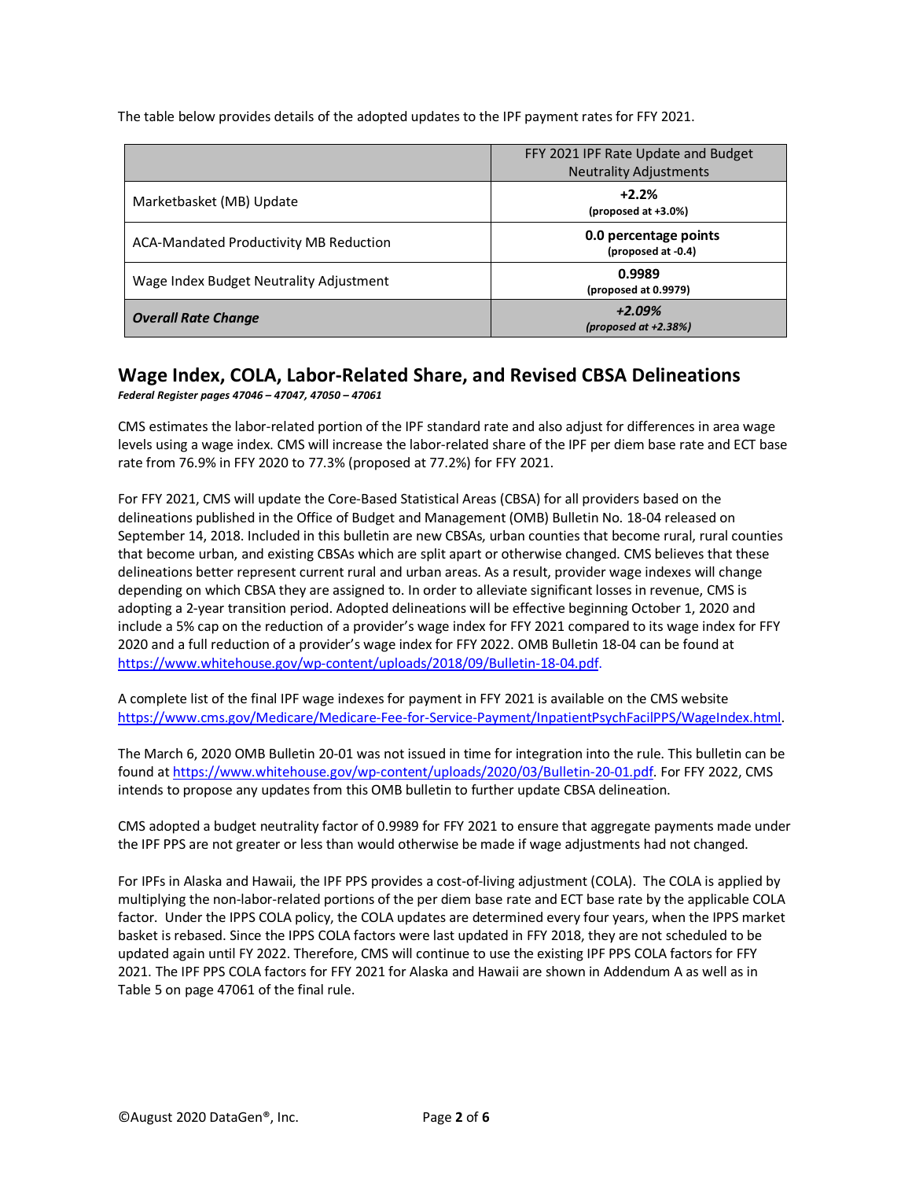The table below provides details of the adopted updates to the IPF payment rates for FFY 2021.

| | FFY 2021 IPF Rate Update and Budget Neutrality Adjustments |
|---|---|
| Marketbasket (MB) Update | **+2.2%** **(proposed at +3.0%)** |
| ACA-Mandated Productivity MB Reduction | **0.0 percentage points** **(proposed at -0.4)** |
| Wage Index Budget Neutrality Adjustment | **0.9989** **(proposed at 0.9979)** |
| ***Overall Rate Change*** | ***+2.09%*** ***(proposed at +2.38%)*** |

## Wage Index, COLA, Labor-Related Share, and Revised CBSA Delineations

***Federal Register pages 47046 – 47047, 47050 – 47061***

CMS estimates the labor-related portion of the IPF standard rate and also adjust for differences in area wage levels using a wage index. CMS will increase the labor-related share of the IPF per diem base rate and ECT base rate from 76.9% in FFY 2020 to 77.3% (proposed at 77.2%) for FFY 2021.

For FFY 2021, CMS will update the Core-Based Statistical Areas (CBSA) for all providers based on the delineations published in the Office of Budget and Management (OMB) Bulletin No. 18-04 released on September 14, 2018. Included in this bulletin are new CBSAs, urban counties that become rural, rural counties that become urban, and existing CBSAs which are split apart or otherwise changed. CMS believes that these delineations better represent current rural and urban areas. As a result, provider wage indexes will change depending on which CBSA they are assigned to. In order to alleviate significant losses in revenue, CMS is adopting a 2-year transition period. Adopted delineations will be effective beginning October 1, 2020 and include a 5% cap on the reduction of a provider's wage index for FFY 2021 compared to its wage index for FFY 2020 and a full reduction of a provider's wage index for FFY 2022. OMB Bulletin 18-04 can be found at https://www.whitehouse.gov/wp-content/uploads/2018/09/Bulletin-18-04.pdf.

A complete list of the final IPF wage indexes for payment in FFY 2021 is available on the CMS website https://www.cms.gov/Medicare/Medicare-Fee-for-Service-Payment/InpatientPsychFacilPPS/WageIndex.html.

The March 6, 2020 OMB Bulletin 20-01 was not issued in time for integration into the rule. This bulletin can be found at https://www.whitehouse.gov/wp-content/uploads/2020/03/Bulletin-20-01.pdf. For FFY 2022, CMS intends to propose any updates from this OMB bulletin to further update CBSA delineation.

CMS adopted a budget neutrality factor of 0.9989 for FFY 2021 to ensure that aggregate payments made under the IPF PPS are not greater or less than would otherwise be made if wage adjustments had not changed.

For IPFs in Alaska and Hawaii, the IPF PPS provides a cost-of-living adjustment (COLA). The COLA is applied by multiplying the non-labor-related portions of the per diem base rate and ECT base rate by the applicable COLA factor. Under the IPPS COLA policy, the COLA updates are determined every four years, when the IPPS market basket is rebased. Since the IPPS COLA factors were last updated in FFY 2018, they are not scheduled to be updated again until FY 2022. Therefore, CMS will continue to use the existing IPF PPS COLA factors for FFY 2021. The IPF PPS COLA factors for FFY 2021 for Alaska and Hawaii are shown in Addendum A as well as in Table 5 on page 47061 of the final rule.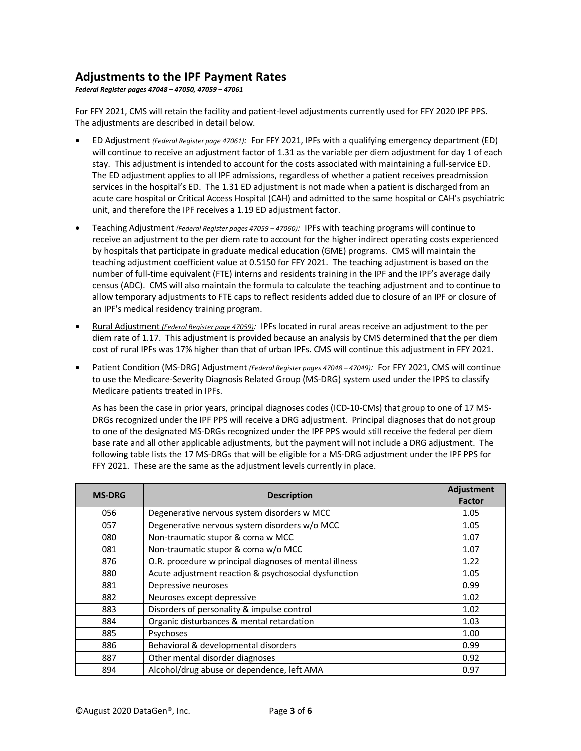## Adjustments to the IPF Payment Rates

***Federal Register pages 47048 – 47050, 47059 – 47061***

For FFY 2021, CMS will retain the facility and patient-level adjustments currently used for FFY 2020 IPF PPS. The adjustments are described in detail below.

- ED Adjustment *(Federal Register page 47061)*: For FFY 2021, IPFs with a qualifying emergency department (ED) will continue to receive an adjustment factor of 1.31 as the variable per diem adjustment for day 1 of each stay. This adjustment is intended to account for the costs associated with maintaining a full-service ED. The ED adjustment applies to all IPF admissions, regardless of whether a patient receives preadmission services in the hospital's ED. The 1.31 ED adjustment is not made when a patient is discharged from an acute care hospital or Critical Access Hospital (CAH) and admitted to the same hospital or CAH's psychiatric unit, and therefore the IPF receives a 1.19 ED adjustment factor.
- Teaching Adjustment *(Federal Register pages 47059 – 47060)*: IPFs with teaching programs will continue to receive an adjustment to the per diem rate to account for the higher indirect operating costs experienced by hospitals that participate in graduate medical education (GME) programs. CMS will maintain the teaching adjustment coefficient value at 0.5150 for FFY 2021. The teaching adjustment is based on the number of full-time equivalent (FTE) interns and residents training in the IPF and the IPF's average daily census (ADC). CMS will also maintain the formula to calculate the teaching adjustment and to continue to allow temporary adjustments to FTE caps to reflect residents added due to closure of an IPF or closure of an IPF's medical residency training program.
- Rural Adjustment *(Federal Register page 47059)*: IPFs located in rural areas receive an adjustment to the per diem rate of 1.17. This adjustment is provided because an analysis by CMS determined that the per diem cost of rural IPFs was 17% higher than that of urban IPFs. CMS will continue this adjustment in FFY 2021.
- Patient Condition (MS-DRG) Adjustment *(Federal Register pages 47048 – 47049)*: For FFY 2021, CMS will continue to use the Medicare-Severity Diagnosis Related Group (MS-DRG) system used under the IPPS to classify Medicare patients treated in IPFs.

  As has been the case in prior years, principal diagnoses codes (ICD-10-CMs) that group to one of 17 MS-DRGs recognized under the IPF PPS will receive a DRG adjustment. Principal diagnoses that do not group to one of the designated MS-DRGs recognized under the IPF PPS would still receive the federal per diem base rate and all other applicable adjustments, but the payment will not include a DRG adjustment. The following table lists the 17 MS-DRGs that will be eligible for a MS-DRG adjustment under the IPF PPS for FFY 2021. These are the same as the adjustment levels currently in place.

| MS-DRG | Description | Adjustment Factor |
|---|---|---|
| 056 | Degenerative nervous system disorders w MCC | 1.05 |
| 057 | Degenerative nervous system disorders w/o MCC | 1.05 |
| 080 | Non-traumatic stupor & coma w MCC | 1.07 |
| 081 | Non-traumatic stupor & coma w/o MCC | 1.07 |
| 876 | O.R. procedure w principal diagnoses of mental illness | 1.22 |
| 880 | Acute adjustment reaction & psychosocial dysfunction | 1.05 |
| 881 | Depressive neuroses | 0.99 |
| 882 | Neuroses except depressive | 1.02 |
| 883 | Disorders of personality & impulse control | 1.02 |
| 884 | Organic disturbances & mental retardation | 1.03 |
| 885 | Psychoses | 1.00 |
| 886 | Behavioral & developmental disorders | 0.99 |
| 887 | Other mental disorder diagnoses | 0.92 |
| 894 | Alcohol/drug abuse or dependence, left AMA | 0.97 |

©August 2020 DataGen®, Inc.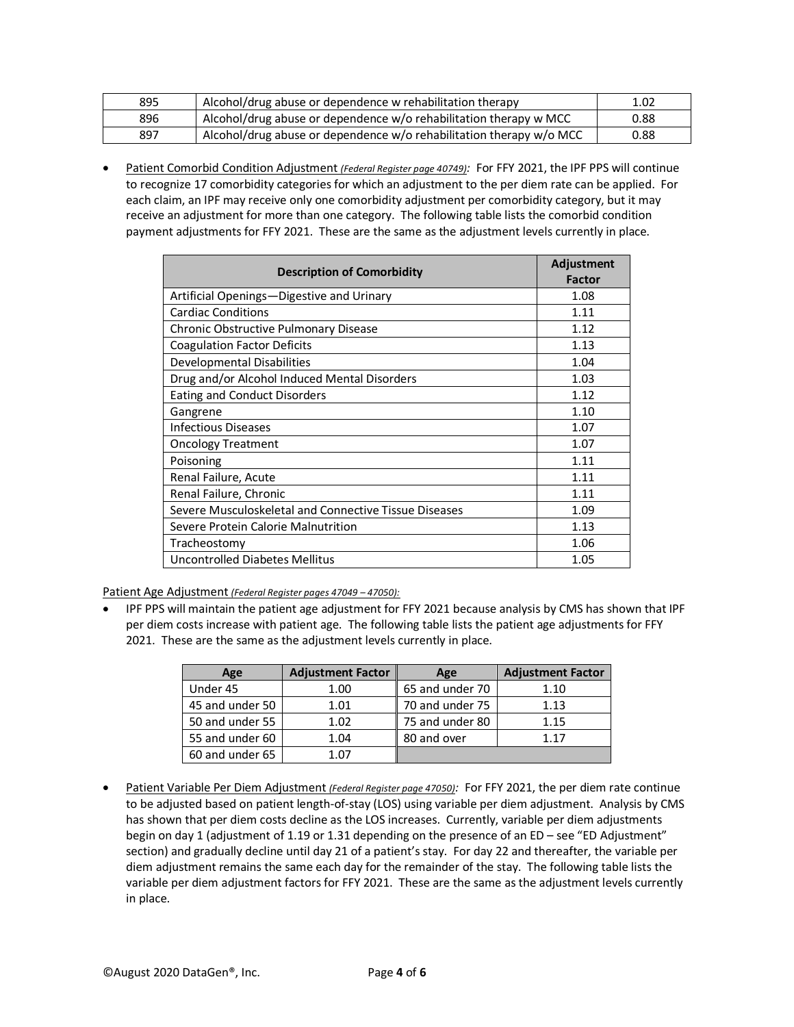| 895 | Alcohol/drug abuse or dependence w rehabilitation therapy | 1.02 |
|---|---|---|
| 896 | Alcohol/drug abuse or dependence w/o rehabilitation therapy w MCC | 0.88 |
| 897 | Alcohol/drug abuse or dependence w/o rehabilitation therapy w/o MCC | 0.88 |

- Patient Comorbid Condition Adjustment *(Federal Register page 40749)*: For FFY 2021, the IPF PPS will continue to recognize 17 comorbidity categories for which an adjustment to the per diem rate can be applied. For each claim, an IPF may receive only one comorbidity adjustment per comorbidity category, but it may receive an adjustment for more than one category. The following table lists the comorbid condition payment adjustments for FFY 2021. These are the same as the adjustment levels currently in place.

| Description of Comorbidity | Adjustment Factor |
|---|---|
| Artificial Openings—Digestive and Urinary | 1.08 |
| Cardiac Conditions | 1.11 |
| Chronic Obstructive Pulmonary Disease | 1.12 |
| Coagulation Factor Deficits | 1.13 |
| Developmental Disabilities | 1.04 |
| Drug and/or Alcohol Induced Mental Disorders | 1.03 |
| Eating and Conduct Disorders | 1.12 |
| Gangrene | 1.10 |
| Infectious Diseases | 1.07 |
| Oncology Treatment | 1.07 |
| Poisoning | 1.11 |
| Renal Failure, Acute | 1.11 |
| Renal Failure, Chronic | 1.11 |
| Severe Musculoskeletal and Connective Tissue Diseases | 1.09 |
| Severe Protein Calorie Malnutrition | 1.13 |
| Tracheostomy | 1.06 |
| Uncontrolled Diabetes Mellitus | 1.05 |

Patient Age Adjustment *(Federal Register pages 47049 – 47050):*

- IPF PPS will maintain the patient age adjustment for FFY 2021 because analysis by CMS has shown that IPF per diem costs increase with patient age. The following table lists the patient age adjustments for FFY 2021. These are the same as the adjustment levels currently in place.

| Age | Adjustment Factor | Age | Adjustment Factor |
|---|---|---|---|
| Under 45 | 1.00 | 65 and under 70 | 1.10 |
| 45 and under 50 | 1.01 | 70 and under 75 | 1.13 |
| 50 and under 55 | 1.02 | 75 and under 80 | 1.15 |
| 55 and under 60 | 1.04 | 80 and over | 1.17 |
| 60 and under 65 | 1.07 | | |

- Patient Variable Per Diem Adjustment *(Federal Register page 47050)*: For FFY 2021, the per diem rate continue to be adjusted based on patient length-of-stay (LOS) using variable per diem adjustment. Analysis by CMS has shown that per diem costs decline as the LOS increases. Currently, variable per diem adjustments begin on day 1 (adjustment of 1.19 or 1.31 depending on the presence of an ED – see "ED Adjustment" section) and gradually decline until day 21 of a patient's stay. For day 22 and thereafter, the variable per diem adjustment remains the same each day for the remainder of the stay. The following table lists the variable per diem adjustment factors for FFY 2021. These are the same as the adjustment levels currently in place.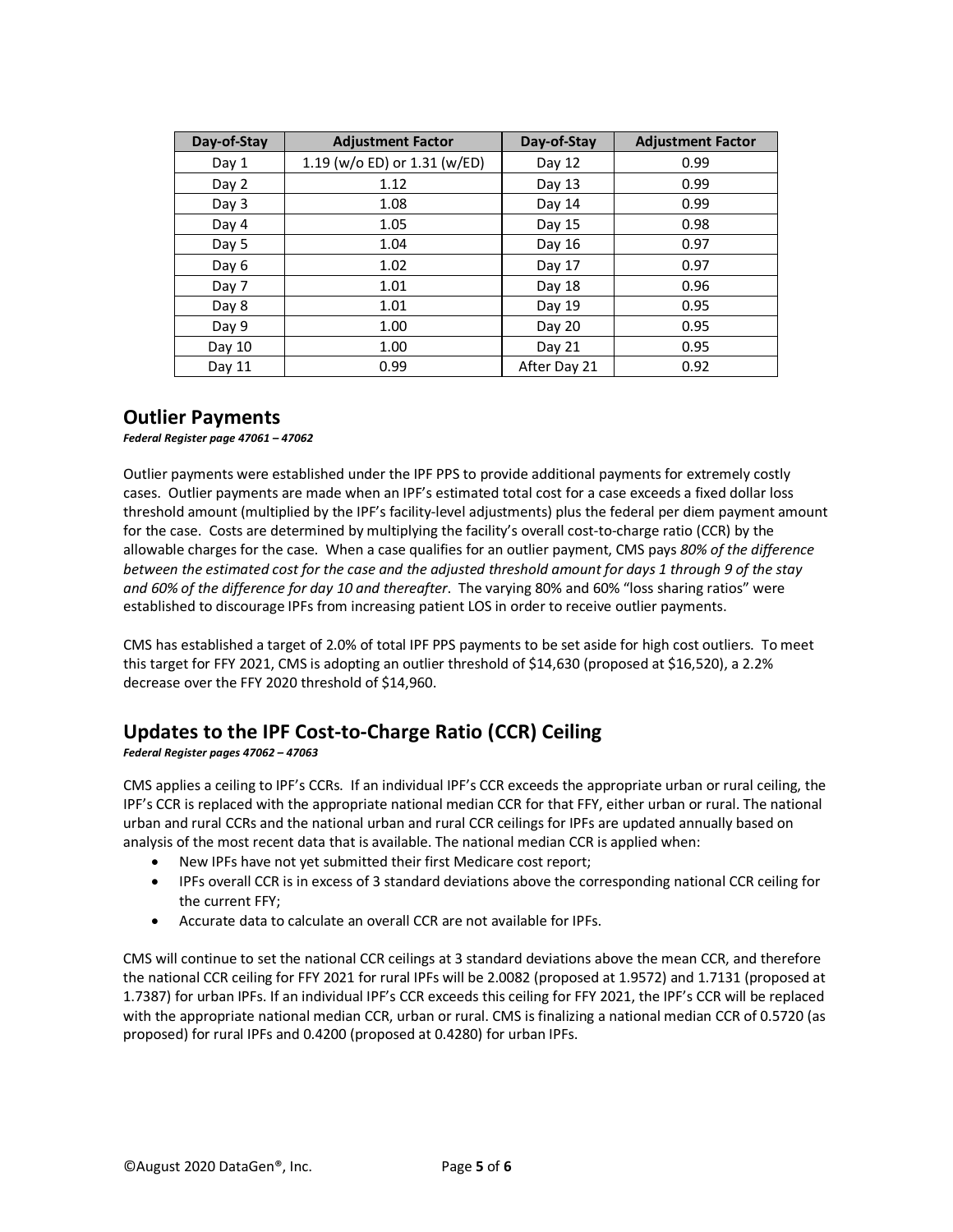| Day-of-Stay | Adjustment Factor | Day-of-Stay | Adjustment Factor |
|---|---|---|---|
| Day 1 | 1.19 (w/o ED) or 1.31 (w/ED) | Day 12 | 0.99 |
| Day 2 | 1.12 | Day 13 | 0.99 |
| Day 3 | 1.08 | Day 14 | 0.99 |
| Day 4 | 1.05 | Day 15 | 0.98 |
| Day 5 | 1.04 | Day 16 | 0.97 |
| Day 6 | 1.02 | Day 17 | 0.97 |
| Day 7 | 1.01 | Day 18 | 0.96 |
| Day 8 | 1.01 | Day 19 | 0.95 |
| Day 9 | 1.00 | Day 20 | 0.95 |
| Day 10 | 1.00 | Day 21 | 0.95 |
| Day 11 | 0.99 | After Day 21 | 0.92 |

## Outlier Payments

***Federal Register page 47061 – 47062***

Outlier payments were established under the IPF PPS to provide additional payments for extremely costly cases. Outlier payments are made when an IPF's estimated total cost for a case exceeds a fixed dollar loss threshold amount (multiplied by the IPF's facility-level adjustments) plus the federal per diem payment amount for the case. Costs are determined by multiplying the facility's overall cost-to-charge ratio (CCR) by the allowable charges for the case. When a case qualifies for an outlier payment, CMS pays *80% of the difference between the estimated cost for the case and the adjusted threshold amount for days 1 through 9 of the stay and 60% of the difference for day 10 and thereafter*. The varying 80% and 60% "loss sharing ratios" were established to discourage IPFs from increasing patient LOS in order to receive outlier payments.

CMS has established a target of 2.0% of total IPF PPS payments to be set aside for high cost outliers. To meet this target for FFY 2021, CMS is adopting an outlier threshold of $14,630 (proposed at $16,520), a 2.2% decrease over the FFY 2020 threshold of $14,960.

## Updates to the IPF Cost-to-Charge Ratio (CCR) Ceiling

***Federal Register pages 47062 – 47063***

CMS applies a ceiling to IPF's CCRs. If an individual IPF's CCR exceeds the appropriate urban or rural ceiling, the IPF's CCR is replaced with the appropriate national median CCR for that FFY, either urban or rural. The national urban and rural CCRs and the national urban and rural CCR ceilings for IPFs are updated annually based on analysis of the most recent data that is available. The national median CCR is applied when:

- New IPFs have not yet submitted their first Medicare cost report;
- IPFs overall CCR is in excess of 3 standard deviations above the corresponding national CCR ceiling for the current FFY;
- Accurate data to calculate an overall CCR are not available for IPFs.

CMS will continue to set the national CCR ceilings at 3 standard deviations above the mean CCR, and therefore the national CCR ceiling for FFY 2021 for rural IPFs will be 2.0082 (proposed at 1.9572) and 1.7131 (proposed at 1.7387) for urban IPFs. If an individual IPF's CCR exceeds this ceiling for FFY 2021, the IPF's CCR will be replaced with the appropriate national median CCR, urban or rural. CMS is finalizing a national median CCR of 0.5720 (as proposed) for rural IPFs and 0.4200 (proposed at 0.4280) for urban IPFs.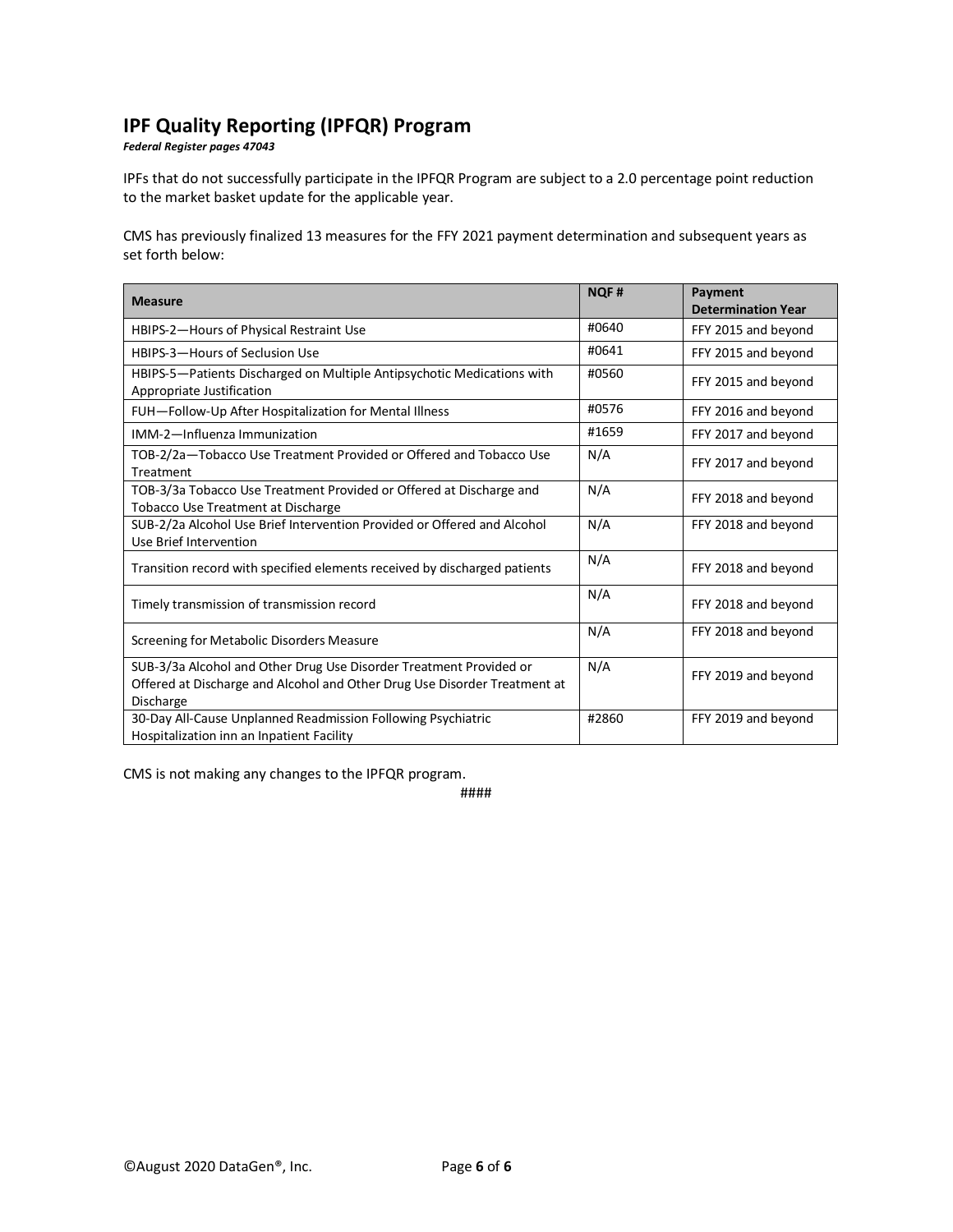## IPF Quality Reporting (IPFQR) Program

***Federal Register pages 47043***

IPFs that do not successfully participate in the IPFQR Program are subject to a 2.0 percentage point reduction to the market basket update for the applicable year.

CMS has previously finalized 13 measures for the FFY 2021 payment determination and subsequent years as set forth below:

| Measure | NQF # | Payment Determination Year |
|---|---|---|
| HBIPS-2—Hours of Physical Restraint Use | #0640 | FFY 2015 and beyond |
| HBIPS-3—Hours of Seclusion Use | #0641 | FFY 2015 and beyond |
| HBIPS-5—Patients Discharged on Multiple Antipsychotic Medications with Appropriate Justification | #0560 | FFY 2015 and beyond |
| FUH—Follow-Up After Hospitalization for Mental Illness | #0576 | FFY 2016 and beyond |
| IMM-2—Influenza Immunization | #1659 | FFY 2017 and beyond |
| TOB-2/2a—Tobacco Use Treatment Provided or Offered and Tobacco Use Treatment | N/A | FFY 2017 and beyond |
| TOB-3/3a Tobacco Use Treatment Provided or Offered at Discharge and Tobacco Use Treatment at Discharge | N/A | FFY 2018 and beyond |
| SUB-2/2a Alcohol Use Brief Intervention Provided or Offered and Alcohol Use Brief Intervention | N/A | FFY 2018 and beyond |
| Transition record with specified elements received by discharged patients | N/A | FFY 2018 and beyond |
| Timely transmission of transmission record | N/A | FFY 2018 and beyond |
| Screening for Metabolic Disorders Measure | N/A | FFY 2018 and beyond |
| SUB-3/3a Alcohol and Other Drug Use Disorder Treatment Provided or Offered at Discharge and Alcohol and Other Drug Use Disorder Treatment at Discharge | N/A | FFY 2019 and beyond |
| 30-Day All-Cause Unplanned Readmission Following Psychiatric Hospitalization inn an Inpatient Facility | #2860 | FFY 2019 and beyond |

CMS is not making any changes to the IPFQR program.

####